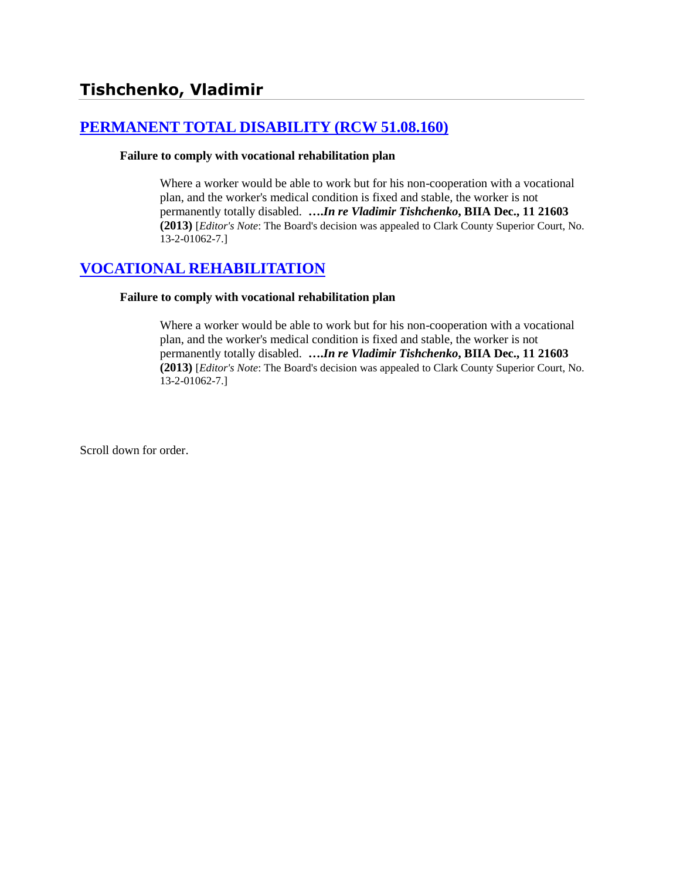# Tishchenko, Vladimir

## [PERMANENT TOTAL DISABILITY (RCW 51.08.160)]

**Failure to comply with vocational rehabilitation plan**

> Where a worker would be able to work but for his non-cooperation with a vocational plan, and the worker's medical condition is fixed and stable, the worker is not permanently totally disabled. ***….In re Vladimir Tishchenko*, BIIA Dec., 11 21603 (2013)** [*Editor's Note*: The Board's decision was appealed to Clark County Superior Court, No. 13-2-01062-7.]

## [VOCATIONAL REHABILITATION]

**Failure to comply with vocational rehabilitation plan**

> Where a worker would be able to work but for his non-cooperation with a vocational plan, and the worker's medical condition is fixed and stable, the worker is not permanently totally disabled. ***….In re Vladimir Tishchenko*, BIIA Dec., 11 21603 (2013)** [*Editor's Note*: The Board's decision was appealed to Clark County Superior Court, No. 13-2-01062-7.]

Scroll down for order.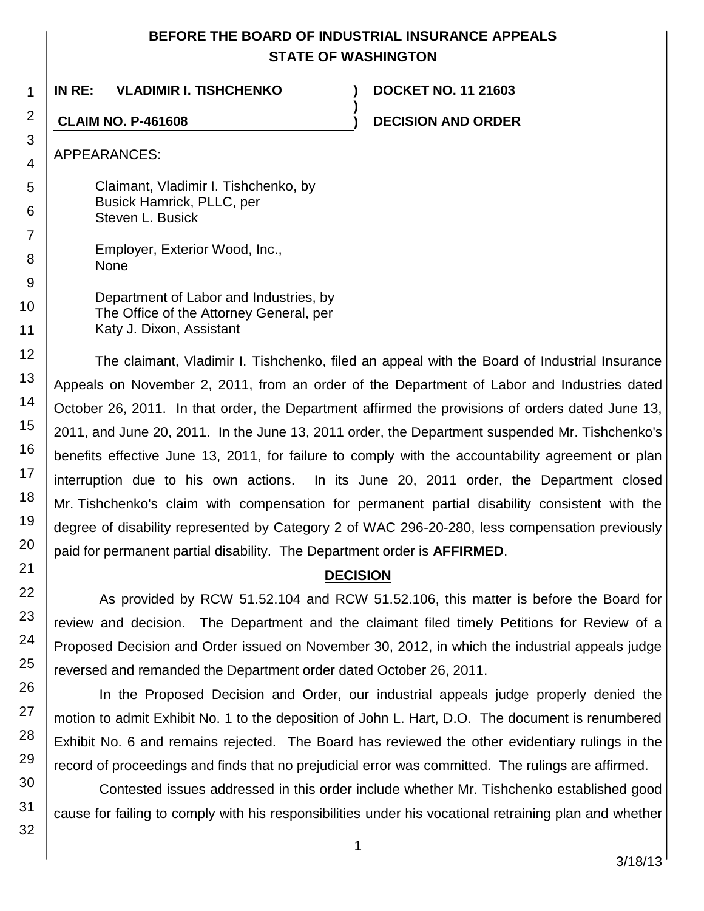**BEFORE THE BOARD OF INDUSTRIAL INSURANCE APPEALS**
**STATE OF WASHINGTON**

| | | |
|---|---|---|
| **IN RE: VLADIMIR I. TISHCHENKO** | **)** | **DOCKET NO. 11 21603** |
| | **)** | |
| **CLAIM NO. P-461608** | **)** | **DECISION AND ORDER** |

APPEARANCES:

Claimant, Vladimir I. Tishchenko, by
Busick Hamrick, PLLC, per
Steven L. Busick

Employer, Exterior Wood, Inc.,
None

Department of Labor and Industries, by
The Office of the Attorney General, per
Katy J. Dixon, Assistant

The claimant, Vladimir I. Tishchenko, filed an appeal with the Board of Industrial Insurance Appeals on November 2, 2011, from an order of the Department of Labor and Industries dated October 26, 2011. In that order, the Department affirmed the provisions of orders dated June 13, 2011, and June 20, 2011. In the June 13, 2011 order, the Department suspended Mr. Tishchenko's benefits effective June 13, 2011, for failure to comply with the accountability agreement or plan interruption due to his own actions. In its June 20, 2011 order, the Department closed Mr. Tishchenko's claim with compensation for permanent partial disability consistent with the degree of disability represented by Category 2 of WAC 296-20-280, less compensation previously paid for permanent partial disability. The Department order is **AFFIRMED**.

## DECISION

As provided by RCW 51.52.104 and RCW 51.52.106, this matter is before the Board for review and decision. The Department and the claimant filed timely Petitions for Review of a Proposed Decision and Order issued on November 30, 2012, in which the industrial appeals judge reversed and remanded the Department order dated October 26, 2011.

In the Proposed Decision and Order, our industrial appeals judge properly denied the motion to admit Exhibit No. 1 to the deposition of John L. Hart, D.O. The document is renumbered Exhibit No. 6 and remains rejected. The Board has reviewed the other evidentiary rulings in the record of proceedings and finds that no prejudicial error was committed. The rulings are affirmed.

Contested issues addressed in this order include whether Mr. Tishchenko established good cause for failing to comply with his responsibilities under his vocational retraining plan and whether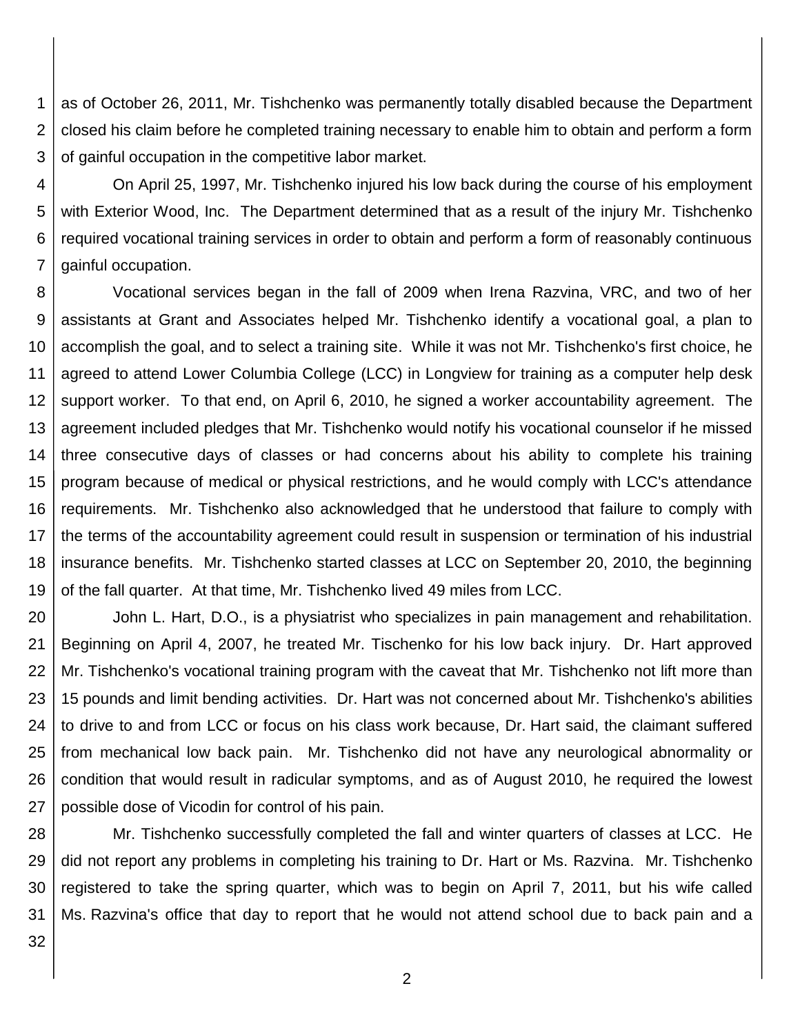as of October 26, 2011, Mr. Tishchenko was permanently totally disabled because the Department closed his claim before he completed training necessary to enable him to obtain and perform a form of gainful occupation in the competitive labor market.

On April 25, 1997, Mr. Tishchenko injured his low back during the course of his employment with Exterior Wood, Inc. The Department determined that as a result of the injury Mr. Tishchenko required vocational training services in order to obtain and perform a form of reasonably continuous gainful occupation.

Vocational services began in the fall of 2009 when Irena Razvina, VRC, and two of her assistants at Grant and Associates helped Mr. Tishchenko identify a vocational goal, a plan to accomplish the goal, and to select a training site. While it was not Mr. Tishchenko's first choice, he agreed to attend Lower Columbia College (LCC) in Longview for training as a computer help desk support worker. To that end, on April 6, 2010, he signed a worker accountability agreement. The agreement included pledges that Mr. Tishchenko would notify his vocational counselor if he missed three consecutive days of classes or had concerns about his ability to complete his training program because of medical or physical restrictions, and he would comply with LCC's attendance requirements. Mr. Tishchenko also acknowledged that he understood that failure to comply with the terms of the accountability agreement could result in suspension or termination of his industrial insurance benefits. Mr. Tishchenko started classes at LCC on September 20, 2010, the beginning of the fall quarter. At that time, Mr. Tishchenko lived 49 miles from LCC.

John L. Hart, D.O., is a physiatrist who specializes in pain management and rehabilitation. Beginning on April 4, 2007, he treated Mr. Tischenko for his low back injury. Dr. Hart approved Mr. Tishchenko's vocational training program with the caveat that Mr. Tishchenko not lift more than 15 pounds and limit bending activities. Dr. Hart was not concerned about Mr. Tishchenko's abilities to drive to and from LCC or focus on his class work because, Dr. Hart said, the claimant suffered from mechanical low back pain. Mr. Tishchenko did not have any neurological abnormality or condition that would result in radicular symptoms, and as of August 2010, he required the lowest possible dose of Vicodin for control of his pain.

Mr. Tishchenko successfully completed the fall and winter quarters of classes at LCC. He did not report any problems in completing his training to Dr. Hart or Ms. Razvina. Mr. Tishchenko registered to take the spring quarter, which was to begin on April 7, 2011, but his wife called Ms. Razvina's office that day to report that he would not attend school due to back pain and a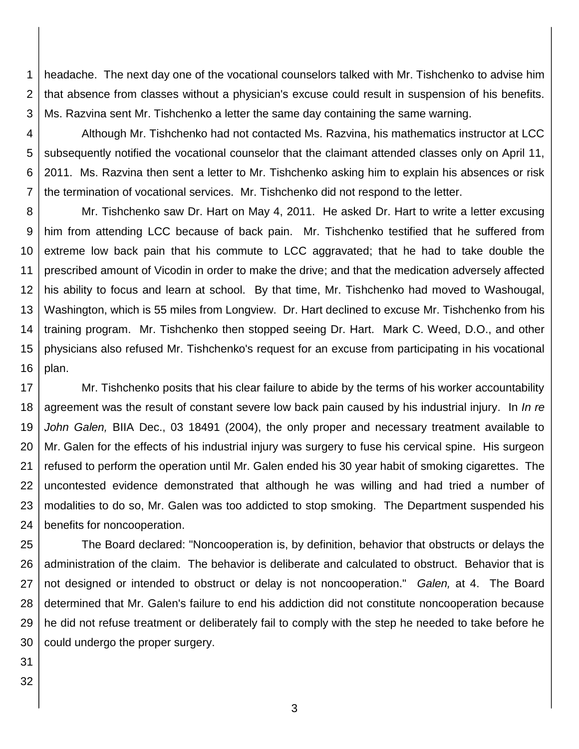headache. The next day one of the vocational counselors talked with Mr. Tishchenko to advise him that absence from classes without a physician's excuse could result in suspension of his benefits. Ms. Razvina sent Mr. Tishchenko a letter the same day containing the same warning.

Although Mr. Tishchenko had not contacted Ms. Razvina, his mathematics instructor at LCC subsequently notified the vocational counselor that the claimant attended classes only on April 11, 2011. Ms. Razvina then sent a letter to Mr. Tishchenko asking him to explain his absences or risk the termination of vocational services. Mr. Tishchenko did not respond to the letter.

Mr. Tishchenko saw Dr. Hart on May 4, 2011. He asked Dr. Hart to write a letter excusing him from attending LCC because of back pain. Mr. Tishchenko testified that he suffered from extreme low back pain that his commute to LCC aggravated; that he had to take double the prescribed amount of Vicodin in order to make the drive; and that the medication adversely affected his ability to focus and learn at school. By that time, Mr. Tishchenko had moved to Washougal, Washington, which is 55 miles from Longview. Dr. Hart declined to excuse Mr. Tishchenko from his training program. Mr. Tishchenko then stopped seeing Dr. Hart. Mark C. Weed, D.O., and other physicians also refused Mr. Tishchenko's request for an excuse from participating in his vocational plan.

Mr. Tishchenko posits that his clear failure to abide by the terms of his worker accountability agreement was the result of constant severe low back pain caused by his industrial injury. In *In re John Galen,* BIIA Dec., 03 18491 (2004), the only proper and necessary treatment available to Mr. Galen for the effects of his industrial injury was surgery to fuse his cervical spine. His surgeon refused to perform the operation until Mr. Galen ended his 30 year habit of smoking cigarettes. The uncontested evidence demonstrated that although he was willing and had tried a number of modalities to do so, Mr. Galen was too addicted to stop smoking. The Department suspended his benefits for noncooperation.

The Board declared: "Noncooperation is, by definition, behavior that obstructs or delays the administration of the claim. The behavior is deliberate and calculated to obstruct. Behavior that is not designed or intended to obstruct or delay is not noncooperation." *Galen,* at 4. The Board determined that Mr. Galen's failure to end his addiction did not constitute noncooperation because he did not refuse treatment or deliberately fail to comply with the step he needed to take before he could undergo the proper surgery.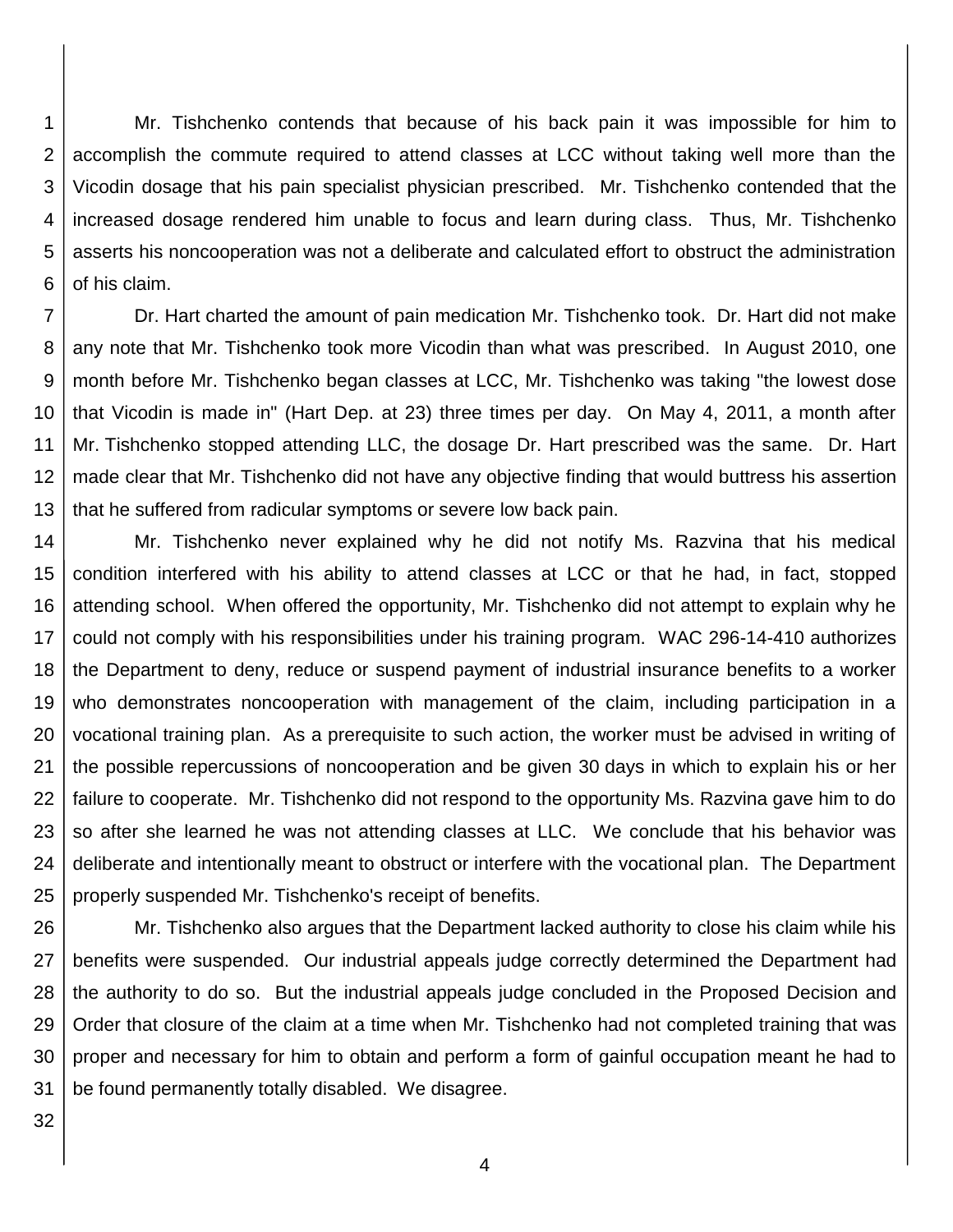Mr. Tishchenko contends that because of his back pain it was impossible for him to accomplish the commute required to attend classes at LCC without taking well more than the Vicodin dosage that his pain specialist physician prescribed. Mr. Tishchenko contended that the increased dosage rendered him unable to focus and learn during class. Thus, Mr. Tishchenko asserts his noncooperation was not a deliberate and calculated effort to obstruct the administration of his claim.

Dr. Hart charted the amount of pain medication Mr. Tishchenko took. Dr. Hart did not make any note that Mr. Tishchenko took more Vicodin than what was prescribed. In August 2010, one month before Mr. Tishchenko began classes at LCC, Mr. Tishchenko was taking "the lowest dose that Vicodin is made in" (Hart Dep. at 23) three times per day. On May 4, 2011, a month after Mr. Tishchenko stopped attending LLC, the dosage Dr. Hart prescribed was the same. Dr. Hart made clear that Mr. Tishchenko did not have any objective finding that would buttress his assertion that he suffered from radicular symptoms or severe low back pain.

Mr. Tishchenko never explained why he did not notify Ms. Razvina that his medical condition interfered with his ability to attend classes at LCC or that he had, in fact, stopped attending school. When offered the opportunity, Mr. Tishchenko did not attempt to explain why he could not comply with his responsibilities under his training program. WAC 296-14-410 authorizes the Department to deny, reduce or suspend payment of industrial insurance benefits to a worker who demonstrates noncooperation with management of the claim, including participation in a vocational training plan. As a prerequisite to such action, the worker must be advised in writing of the possible repercussions of noncooperation and be given 30 days in which to explain his or her failure to cooperate. Mr. Tishchenko did not respond to the opportunity Ms. Razvina gave him to do so after she learned he was not attending classes at LLC. We conclude that his behavior was deliberate and intentionally meant to obstruct or interfere with the vocational plan. The Department properly suspended Mr. Tishchenko's receipt of benefits.

Mr. Tishchenko also argues that the Department lacked authority to close his claim while his benefits were suspended. Our industrial appeals judge correctly determined the Department had the authority to do so. But the industrial appeals judge concluded in the Proposed Decision and Order that closure of the claim at a time when Mr. Tishchenko had not completed training that was proper and necessary for him to obtain and perform a form of gainful occupation meant he had to be found permanently totally disabled. We disagree.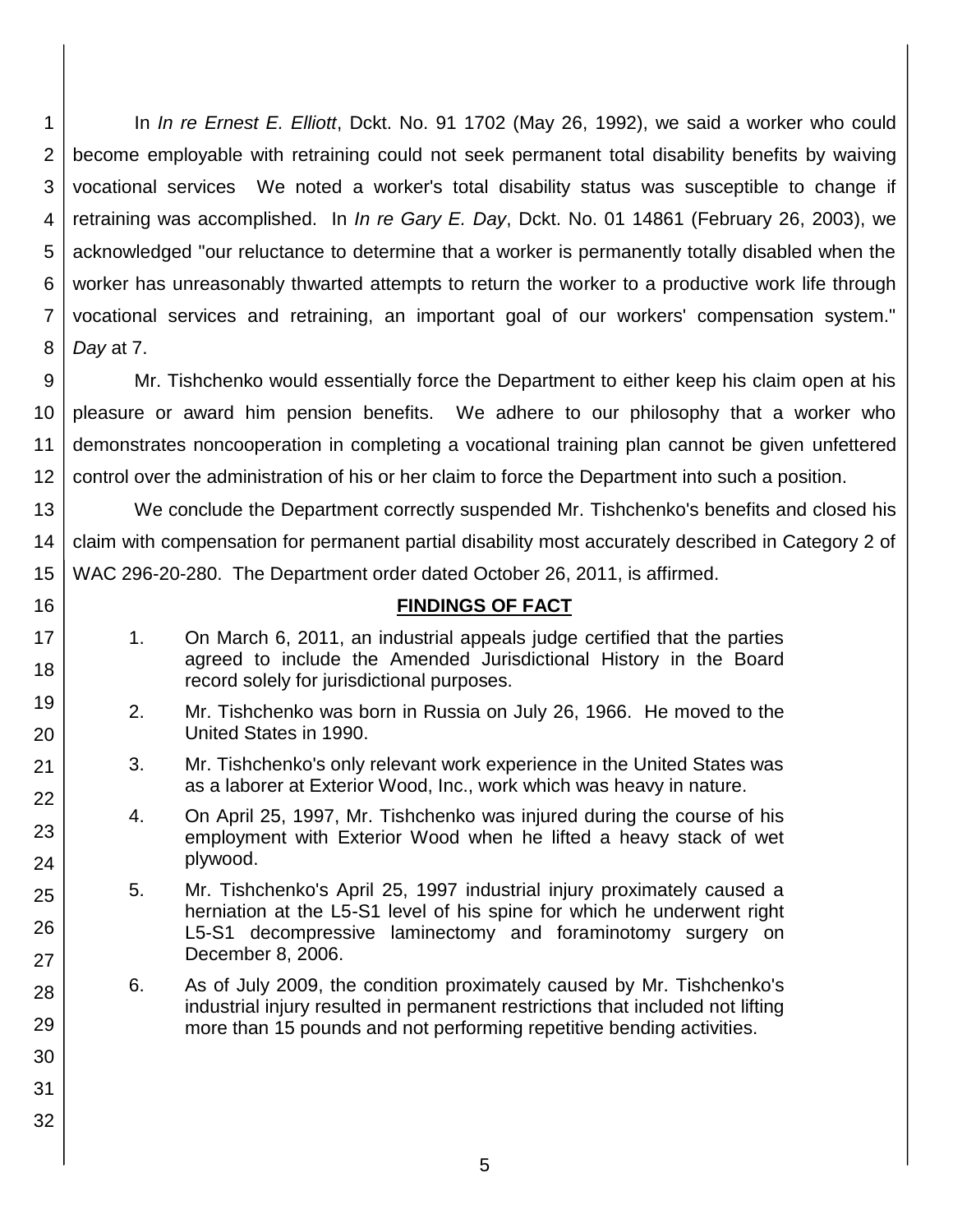In *In re Ernest E. Elliott*, Dckt. No. 91 1702 (May 26, 1992), we said a worker who could become employable with retraining could not seek permanent total disability benefits by waiving vocational services We noted a worker's total disability status was susceptible to change if retraining was accomplished. In *In re Gary E. Day*, Dckt. No. 01 14861 (February 26, 2003), we acknowledged "our reluctance to determine that a worker is permanently totally disabled when the worker has unreasonably thwarted attempts to return the worker to a productive work life through vocational services and retraining, an important goal of our workers' compensation system." *Day* at 7.

Mr. Tishchenko would essentially force the Department to either keep his claim open at his pleasure or award him pension benefits. We adhere to our philosophy that a worker who demonstrates noncooperation in completing a vocational training plan cannot be given unfettered control over the administration of his or her claim to force the Department into such a position.

We conclude the Department correctly suspended Mr. Tishchenko's benefits and closed his claim with compensation for permanent partial disability most accurately described in Category 2 of WAC 296-20-280. The Department order dated October 26, 2011, is affirmed.

## FINDINGS OF FACT

1. On March 6, 2011, an industrial appeals judge certified that the parties agreed to include the Amended Jurisdictional History in the Board record solely for jurisdictional purposes.

2. Mr. Tishchenko was born in Russia on July 26, 1966. He moved to the United States in 1990.

3. Mr. Tishchenko's only relevant work experience in the United States was as a laborer at Exterior Wood, Inc., work which was heavy in nature.

4. On April 25, 1997, Mr. Tishchenko was injured during the course of his employment with Exterior Wood when he lifted a heavy stack of wet plywood.

5. Mr. Tishchenko's April 25, 1997 industrial injury proximately caused a herniation at the L5-S1 level of his spine for which he underwent right L5-S1 decompressive laminectomy and foraminotomy surgery on December 8, 2006.

6. As of July 2009, the condition proximately caused by Mr. Tishchenko's industrial injury resulted in permanent restrictions that included not lifting more than 15 pounds and not performing repetitive bending activities.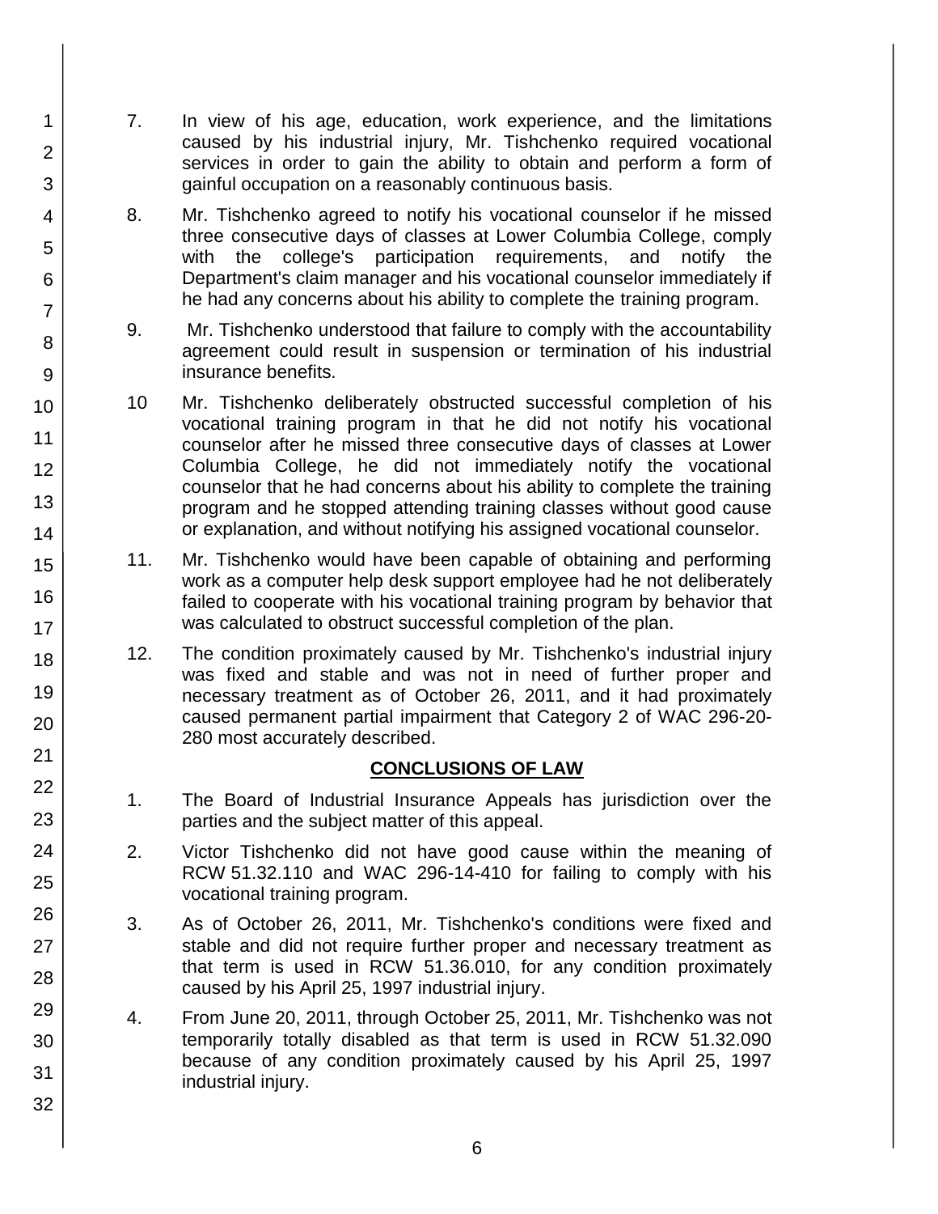7. In view of his age, education, work experience, and the limitations caused by his industrial injury, Mr. Tishchenko required vocational services in order to gain the ability to obtain and perform a form of gainful occupation on a reasonably continuous basis.

8. Mr. Tishchenko agreed to notify his vocational counselor if he missed three consecutive days of classes at Lower Columbia College, comply with the college's participation requirements, and notify the Department's claim manager and his vocational counselor immediately if he had any concerns about his ability to complete the training program.

9. Mr. Tishchenko understood that failure to comply with the accountability agreement could result in suspension or termination of his industrial insurance benefits.

10 Mr. Tishchenko deliberately obstructed successful completion of his vocational training program in that he did not notify his vocational counselor after he missed three consecutive days of classes at Lower Columbia College, he did not immediately notify the vocational counselor that he had concerns about his ability to complete the training program and he stopped attending training classes without good cause or explanation, and without notifying his assigned vocational counselor.

11. Mr. Tishchenko would have been capable of obtaining and performing work as a computer help desk support employee had he not deliberately failed to cooperate with his vocational training program by behavior that was calculated to obstruct successful completion of the plan.

12. The condition proximately caused by Mr. Tishchenko's industrial injury was fixed and stable and was not in need of further proper and necessary treatment as of October 26, 2011, and it had proximately caused permanent partial impairment that Category 2 of WAC 296-20-280 most accurately described.

## CONCLUSIONS OF LAW

1. The Board of Industrial Insurance Appeals has jurisdiction over the parties and the subject matter of this appeal.

2. Victor Tishchenko did not have good cause within the meaning of RCW 51.32.110 and WAC 296-14-410 for failing to comply with his vocational training program.

3. As of October 26, 2011, Mr. Tishchenko's conditions were fixed and stable and did not require further proper and necessary treatment as that term is used in RCW 51.36.010, for any condition proximately caused by his April 25, 1997 industrial injury.

4. From June 20, 2011, through October 25, 2011, Mr. Tishchenko was not temporarily totally disabled as that term is used in RCW 51.32.090 because of any condition proximately caused by his April 25, 1997 industrial injury.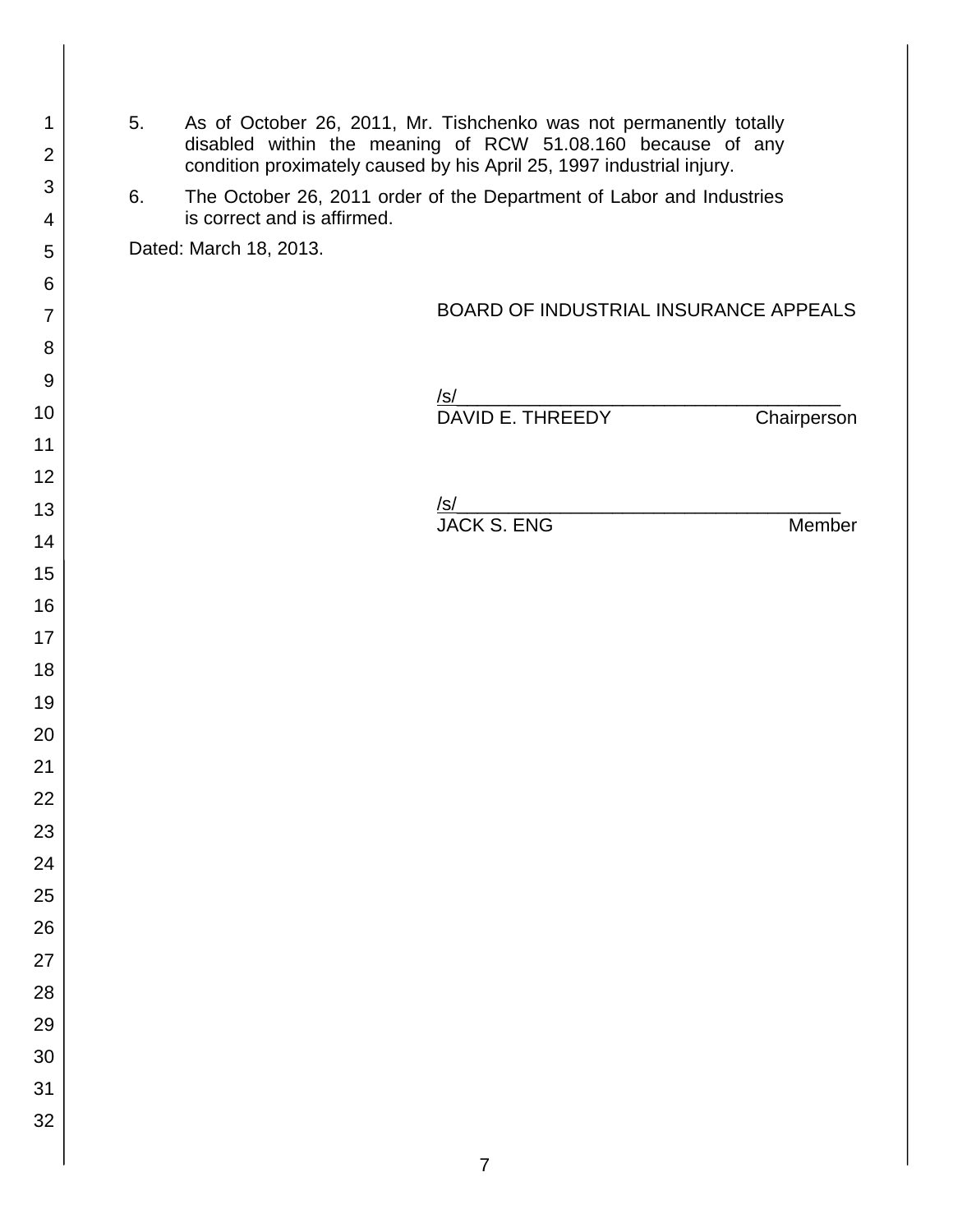5. As of October 26, 2011, Mr. Tishchenko was not permanently totally disabled within the meaning of RCW 51.08.160 because of any condition proximately caused by his April 25, 1997 industrial injury.

6. The October 26, 2011 order of the Department of Labor and Industries is correct and is affirmed.

Dated: March 18, 2013.

BOARD OF INDUSTRIAL INSURANCE APPEALS

/s/______________________________________
DAVID E. THREEDY Chairperson

/s/______________________________________
JACK S. ENG Member